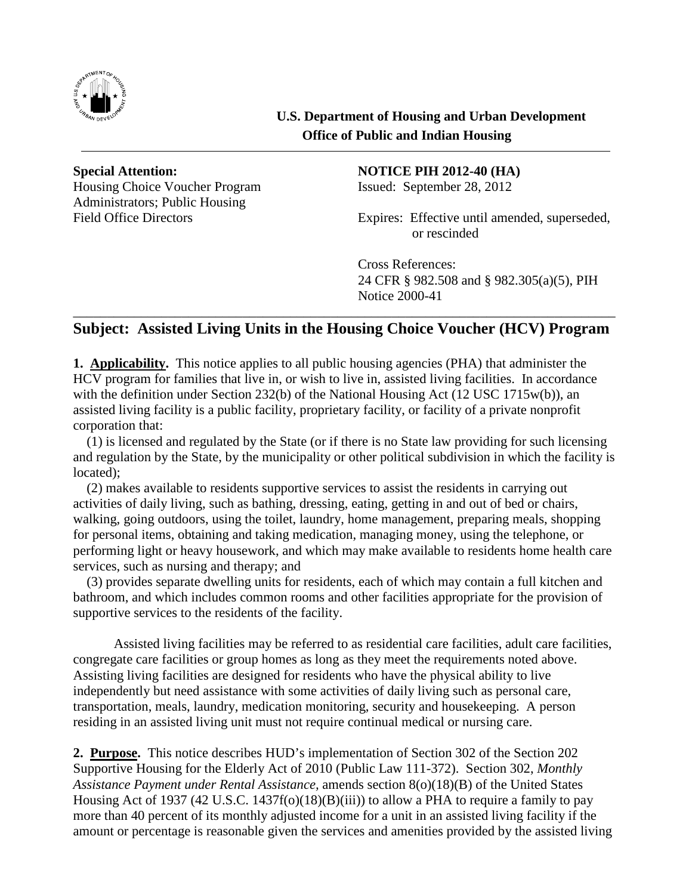**U.S. Department of Housing and Urban Development**
**Office of Public and Indian Housing**

---

**Special Attention:**
Housing Choice Voucher Program Administrators; Public Housing Field Office Directors

**NOTICE PIH 2012-40 (HA)**
Issued: September 28, 2012

Expires: Effective until amended, superseded, or rescinded

Cross References:
24 CFR § 982.508 and § 982.305(a)(5), PIH Notice 2000-41

---

## Subject: Assisted Living Units in the Housing Choice Voucher (HCV) Program

**1. Applicability.** This notice applies to all public housing agencies (PHA) that administer the HCV program for families that live in, or wish to live in, assisted living facilities. In accordance with the definition under Section 232(b) of the National Housing Act (12 USC 1715w(b)), an assisted living facility is a public facility, proprietary facility, or facility of a private nonprofit corporation that:

(1) is licensed and regulated by the State (or if there is no State law providing for such licensing and regulation by the State, by the municipality or other political subdivision in which the facility is located);

(2) makes available to residents supportive services to assist the residents in carrying out activities of daily living, such as bathing, dressing, eating, getting in and out of bed or chairs, walking, going outdoors, using the toilet, laundry, home management, preparing meals, shopping for personal items, obtaining and taking medication, managing money, using the telephone, or performing light or heavy housework, and which may make available to residents home health care services, such as nursing and therapy; and

(3) provides separate dwelling units for residents, each of which may contain a full kitchen and bathroom, and which includes common rooms and other facilities appropriate for the provision of supportive services to the residents of the facility.

Assisted living facilities may be referred to as residential care facilities, adult care facilities, congregate care facilities or group homes as long as they meet the requirements noted above. Assisting living facilities are designed for residents who have the physical ability to live independently but need assistance with some activities of daily living such as personal care, transportation, meals, laundry, medication monitoring, security and housekeeping. A person residing in an assisted living unit must not require continual medical or nursing care.

**2. Purpose.** This notice describes HUD's implementation of Section 302 of the Section 202 Supportive Housing for the Elderly Act of 2010 (Public Law 111-372). Section 302, *Monthly Assistance Payment under Rental Assistance,* amends section 8(o)(18)(B) of the United States Housing Act of 1937 (42 U.S.C. 1437f(o)(18)(B)(iii)) to allow a PHA to require a family to pay more than 40 percent of its monthly adjusted income for a unit in an assisted living facility if the amount or percentage is reasonable given the services and amenities provided by the assisted living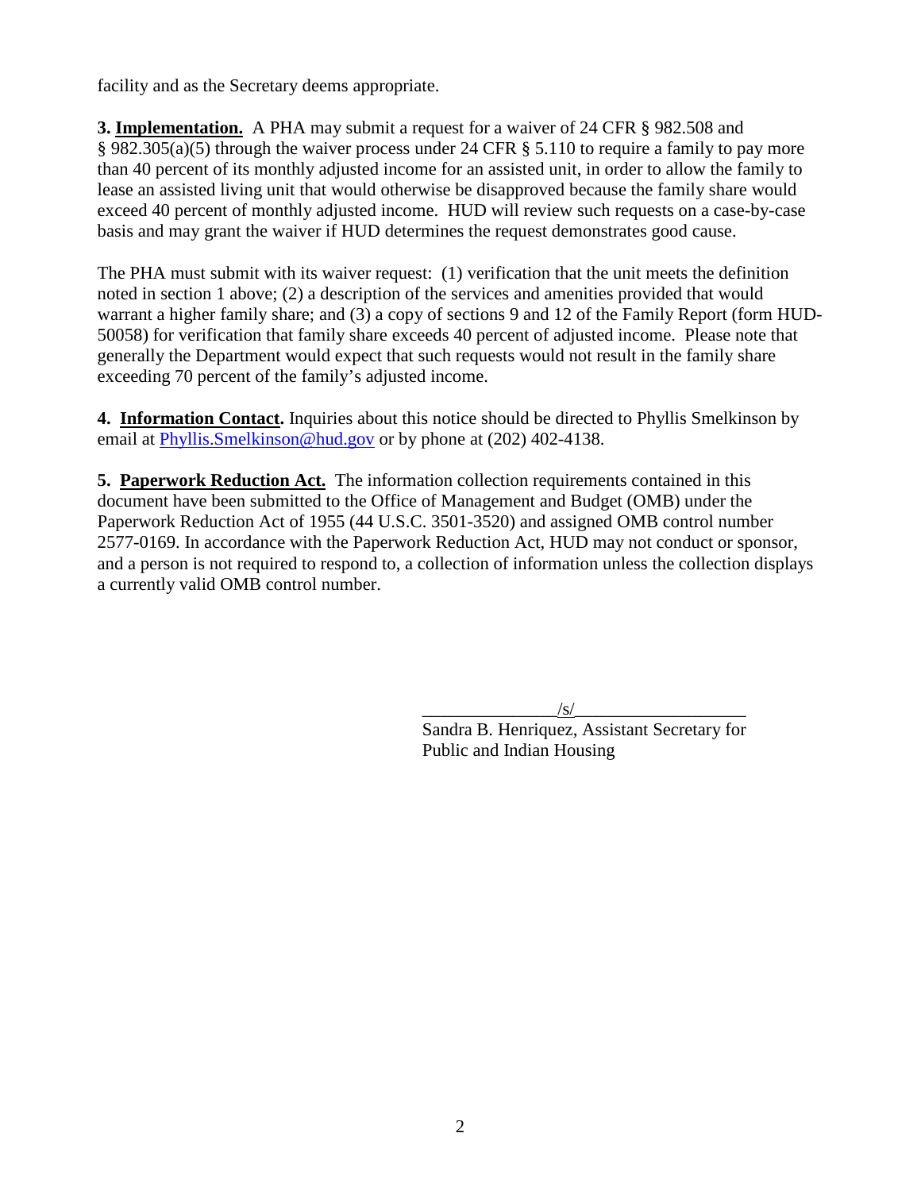facility and as the Secretary deems appropriate.

**3. Implementation.** A PHA may submit a request for a waiver of 24 CFR § 982.508 and § 982.305(a)(5) through the waiver process under 24 CFR § 5.110 to require a family to pay more than 40 percent of its monthly adjusted income for an assisted unit, in order to allow the family to lease an assisted living unit that would otherwise be disapproved because the family share would exceed 40 percent of monthly adjusted income. HUD will review such requests on a case-by-case basis and may grant the waiver if HUD determines the request demonstrates good cause.

The PHA must submit with its waiver request: (1) verification that the unit meets the definition noted in section 1 above; (2) a description of the services and amenities provided that would warrant a higher family share; and (3) a copy of sections 9 and 12 of the Family Report (form HUD-50058) for verification that family share exceeds 40 percent of adjusted income. Please note that generally the Department would expect that such requests would not result in the family share exceeding 70 percent of the family's adjusted income.

**4. Information Contact.** Inquiries about this notice should be directed to Phyllis Smelkinson by email at Phyllis.Smelkinson@hud.gov or by phone at (202) 402-4138.

**5. Paperwork Reduction Act.** The information collection requirements contained in this document have been submitted to the Office of Management and Budget (OMB) under the Paperwork Reduction Act of 1955 (44 U.S.C. 3501-3520) and assigned OMB control number 2577-0169. In accordance with the Paperwork Reduction Act, HUD may not conduct or sponsor, and a person is not required to respond to, a collection of information unless the collection displays a currently valid OMB control number.

/s/

Sandra B. Henriquez, Assistant Secretary for Public and Indian Housing